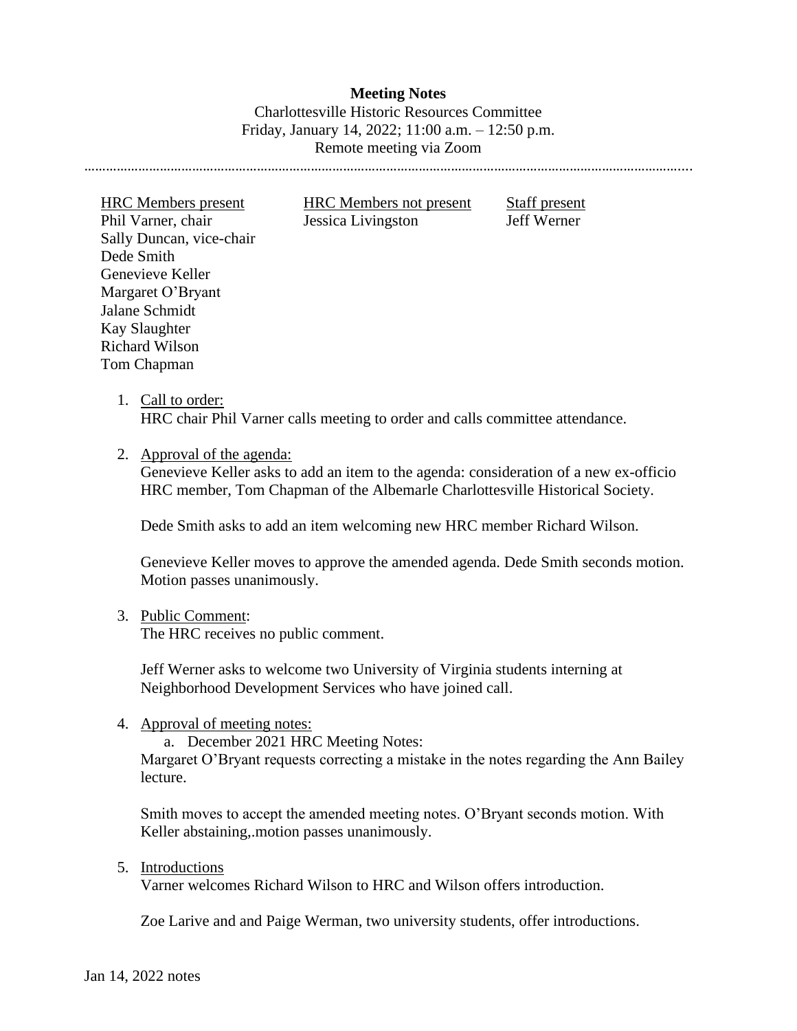**Meeting Notes**

Charlottesville Historic Resources Committee
Friday, January 14, 2022; 11:00 a.m. – 12:50 p.m.
Remote meeting via Zoom

---

| HRC Members present | HRC Members not present | Staff present |
|---|---|---|
| Phil Varner, chair | Jessica Livingston | Jeff Werner |
| Sally Duncan, vice-chair | | |
| Dede Smith | | |
| Genevieve Keller | | |
| Margaret O'Bryant | | |
| Jalane Schmidt | | |
| Kay Slaughter | | |
| Richard Wilson | | |
| Tom Chapman | | |

1. Call to order:
   HRC chair Phil Varner calls meeting to order and calls committee attendance.

2. Approval of the agenda:
   Genevieve Keller asks to add an item to the agenda: consideration of a new ex-officio HRC member, Tom Chapman of the Albemarle Charlottesville Historical Society.

   Dede Smith asks to add an item welcoming new HRC member Richard Wilson.

   Genevieve Keller moves to approve the amended agenda. Dede Smith seconds motion. Motion passes unanimously.

3. Public Comment:
   The HRC receives no public comment.

   Jeff Werner asks to welcome two University of Virginia students interning at Neighborhood Development Services who have joined call.

4. Approval of meeting notes:
   a. December 2021 HRC Meeting Notes:

   Margaret O'Bryant requests correcting a mistake in the notes regarding the Ann Bailey lecture.

   Smith moves to accept the amended meeting notes. O'Bryant seconds motion. With Keller abstaining,.motion passes unanimously.

5. Introductions
   Varner welcomes Richard Wilson to HRC and Wilson offers introduction.

   Zoe Larive and and Paige Werman, two university students, offer introductions.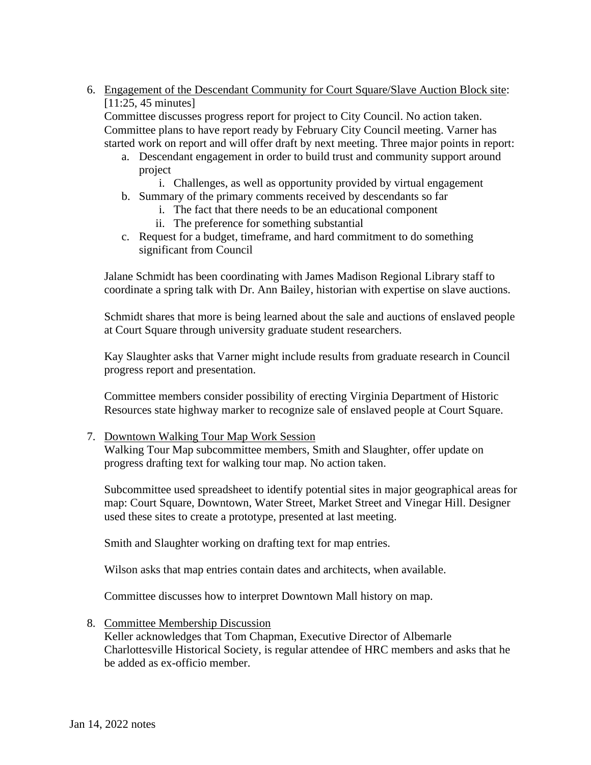6. Engagement of the Descendant Community for Court Square/Slave Auction Block site: [11:25, 45 minutes]

   Committee discusses progress report for project to City Council. No action taken. Committee plans to have report ready by February City Council meeting. Varner has started work on report and will offer draft by next meeting. Three major points in report:

   a. Descendant engagement in order to build trust and community support around project
      i. Challenges, as well as opportunity provided by virtual engagement
   b. Summary of the primary comments received by descendants so far
      i. The fact that there needs to be an educational component
      ii. The preference for something substantial
   c. Request for a budget, timeframe, and hard commitment to do something significant from Council

   Jalane Schmidt has been coordinating with James Madison Regional Library staff to coordinate a spring talk with Dr. Ann Bailey, historian with expertise on slave auctions.

   Schmidt shares that more is being learned about the sale and auctions of enslaved people at Court Square through university graduate student researchers.

   Kay Slaughter asks that Varner might include results from graduate research in Council progress report and presentation.

   Committee members consider possibility of erecting Virginia Department of Historic Resources state highway marker to recognize sale of enslaved people at Court Square.

7. Downtown Walking Tour Map Work Session

   Walking Tour Map subcommittee members, Smith and Slaughter, offer update on progress drafting text for walking tour map. No action taken.

   Subcommittee used spreadsheet to identify potential sites in major geographical areas for map: Court Square, Downtown, Water Street, Market Street and Vinegar Hill. Designer used these sites to create a prototype, presented at last meeting.

   Smith and Slaughter working on drafting text for map entries.

   Wilson asks that map entries contain dates and architects, when available.

   Committee discusses how to interpret Downtown Mall history on map.

8. Committee Membership Discussion

   Keller acknowledges that Tom Chapman, Executive Director of Albemarle Charlottesville Historical Society, is regular attendee of HRC members and asks that he be added as ex-officio member.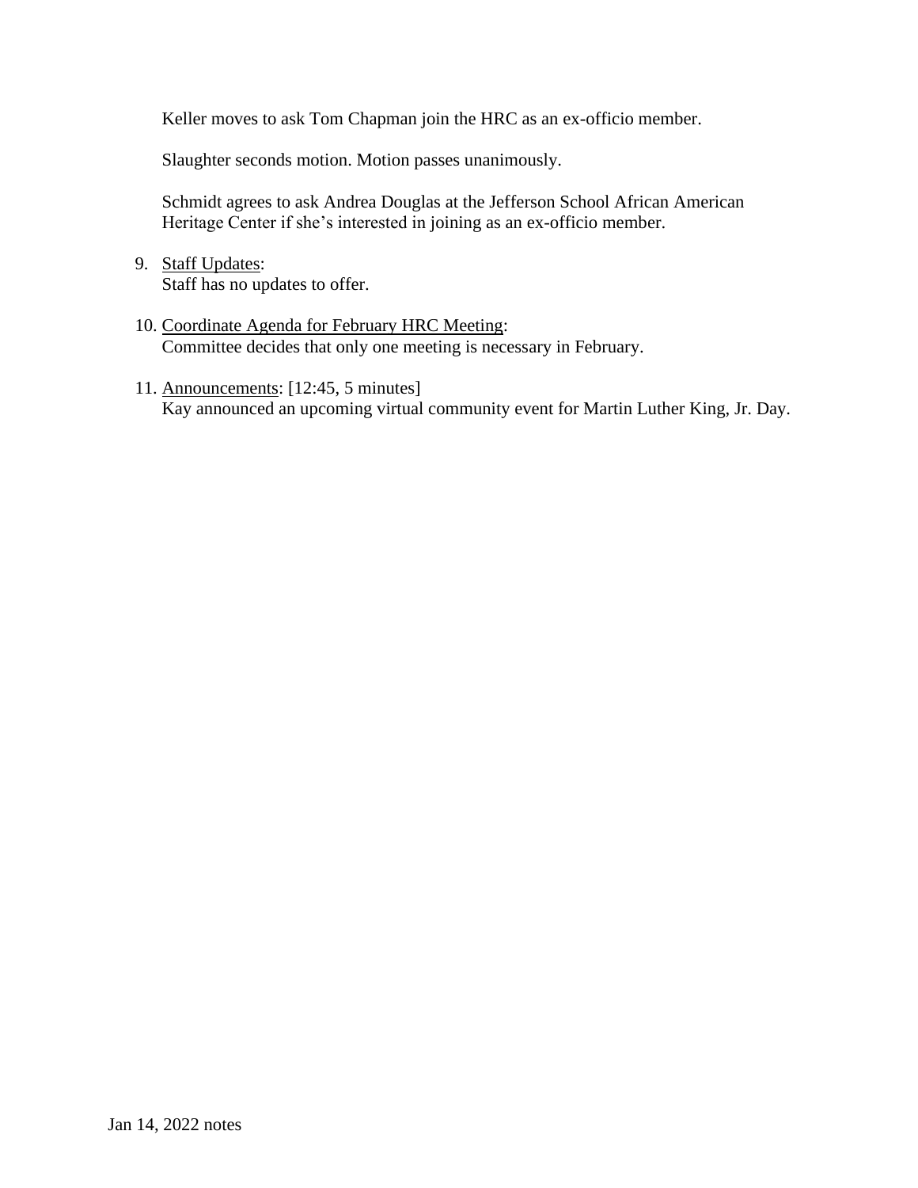Keller moves to ask Tom Chapman join the HRC as an ex-officio member.

Slaughter seconds motion. Motion passes unanimously.

Schmidt agrees to ask Andrea Douglas at the Jefferson School African American Heritage Center if she's interested in joining as an ex-officio member.

9. Staff Updates:
   Staff has no updates to offer.

10. Coordinate Agenda for February HRC Meeting:
    Committee decides that only one meeting is necessary in February.

11. Announcements: [12:45, 5 minutes]
    Kay announced an upcoming virtual community event for Martin Luther King, Jr. Day.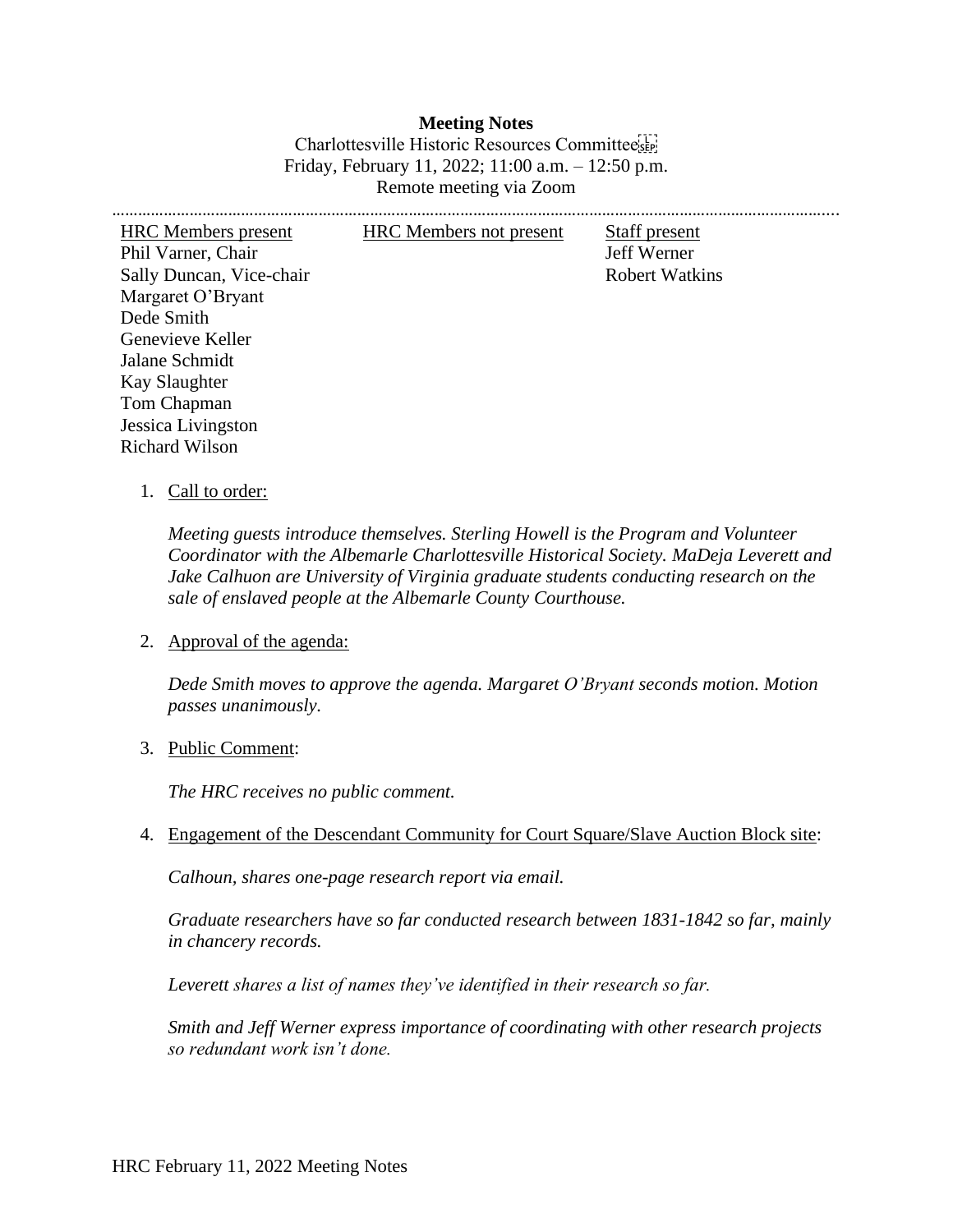**Meeting Notes**

Charlottesville Historic Resources Committee

Friday, February 11, 2022; 11:00 a.m. – 12:50 p.m.

Remote meeting via Zoom

---

| HRC Members present | HRC Members not present | Staff present |
|---|---|---|
| Phil Varner, Chair | | Jeff Werner |
| Sally Duncan, Vice-chair | | Robert Watkins |
| Margaret O'Bryant | | |
| Dede Smith | | |
| Genevieve Keller | | |
| Jalane Schmidt | | |
| Kay Slaughter | | |
| Tom Chapman | | |
| Jessica Livingston | | |
| Richard Wilson | | |

1. Call to order:

   *Meeting guests introduce themselves. Sterling Howell is the Program and Volunteer Coordinator with the Albemarle Charlottesville Historical Society. MaDeja Leverett and Jake Calhuon are University of Virginia graduate students conducting research on the sale of enslaved people at the Albemarle County Courthouse.*

2. Approval of the agenda:

   *Dede Smith moves to approve the agenda. Margaret O'Bryant seconds motion. Motion passes unanimously.*

3. Public Comment:

   *The HRC receives no public comment.*

4. Engagement of the Descendant Community for Court Square/Slave Auction Block site:

   *Calhoun, shares one-page research report via email.*

   *Graduate researchers have so far conducted research between 1831-1842 so far, mainly in chancery records.*

   *Leverett shares a list of names they've identified in their research so far.*

   *Smith and Jeff Werner express importance of coordinating with other research projects so redundant work isn't done.*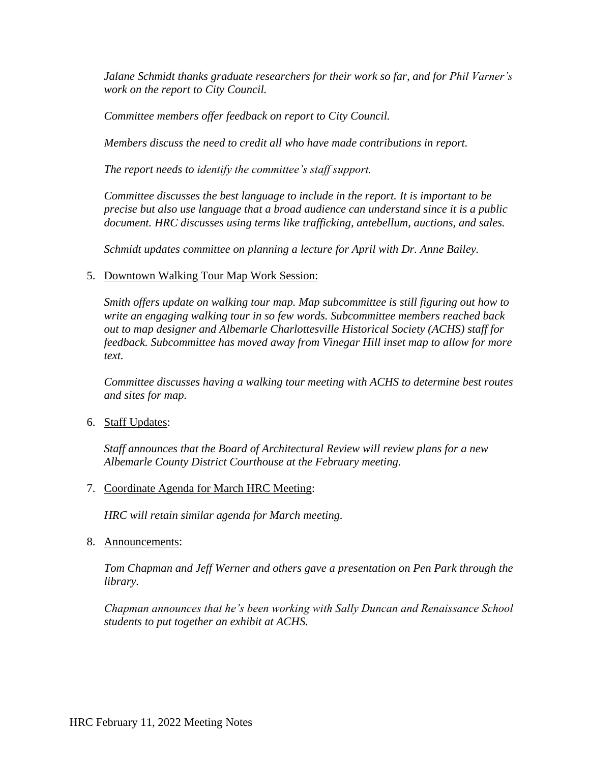*Jalane Schmidt thanks graduate researchers for their work so far, and for Phil Varner's work on the report to City Council.*

*Committee members offer feedback on report to City Council.*

*Members discuss the need to credit all who have made contributions in report.*

*The report needs to identify the committee's staff support.*

*Committee discusses the best language to include in the report. It is important to be precise but also use language that a broad audience can understand since it is a public document. HRC discusses using terms like trafficking, antebellum, auctions, and sales.*

*Schmidt updates committee on planning a lecture for April with Dr. Anne Bailey.*

5. <u>Downtown Walking Tour Map Work Session:</u>

   *Smith offers update on walking tour map. Map subcommittee is still figuring out how to write an engaging walking tour in so few words. Subcommittee members reached back out to map designer and Albemarle Charlottesville Historical Society (ACHS) staff for feedback. Subcommittee has moved away from Vinegar Hill inset map to allow for more text.*

   *Committee discusses having a walking tour meeting with ACHS to determine best routes and sites for map.*

6. <u>Staff Updates</u>:

   *Staff announces that the Board of Architectural Review will review plans for a new Albemarle County District Courthouse at the February meeting.*

7. <u>Coordinate Agenda for March HRC Meeting</u>:

   *HRC will retain similar agenda for March meeting.*

8. <u>Announcements</u>:

   *Tom Chapman and Jeff Werner and others gave a presentation on Pen Park through the library.*

   *Chapman announces that he's been working with Sally Duncan and Renaissance School students to put together an exhibit at ACHS.*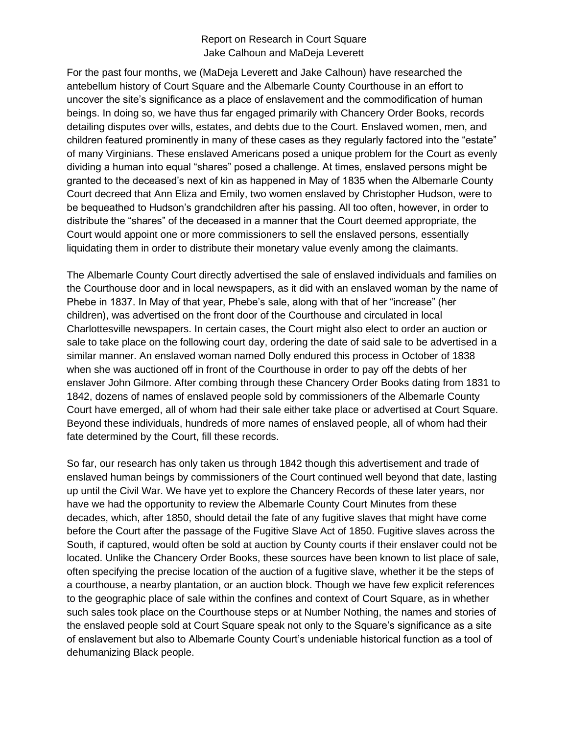Report on Research in Court Square
Jake Calhoun and MaDeja Leverett

For the past four months, we (MaDeja Leverett and Jake Calhoun) have researched the antebellum history of Court Square and the Albemarle County Courthouse in an effort to uncover the site's significance as a place of enslavement and the commodification of human beings. In doing so, we have thus far engaged primarily with Chancery Order Books, records detailing disputes over wills, estates, and debts due to the Court. Enslaved women, men, and children featured prominently in many of these cases as they regularly factored into the "estate" of many Virginians. These enslaved Americans posed a unique problem for the Court as evenly dividing a human into equal "shares" posed a challenge. At times, enslaved persons might be granted to the deceased's next of kin as happened in May of 1835 when the Albemarle County Court decreed that Ann Eliza and Emily, two women enslaved by Christopher Hudson, were to be bequeathed to Hudson's grandchildren after his passing. All too often, however, in order to distribute the "shares" of the deceased in a manner that the Court deemed appropriate, the Court would appoint one or more commissioners to sell the enslaved persons, essentially liquidating them in order to distribute their monetary value evenly among the claimants.

The Albemarle County Court directly advertised the sale of enslaved individuals and families on the Courthouse door and in local newspapers, as it did with an enslaved woman by the name of Phebe in 1837. In May of that year, Phebe's sale, along with that of her "increase" (her children), was advertised on the front door of the Courthouse and circulated in local Charlottesville newspapers. In certain cases, the Court might also elect to order an auction or sale to take place on the following court day, ordering the date of said sale to be advertised in a similar manner. An enslaved woman named Dolly endured this process in October of 1838 when she was auctioned off in front of the Courthouse in order to pay off the debts of her enslaver John Gilmore. After combing through these Chancery Order Books dating from 1831 to 1842, dozens of names of enslaved people sold by commissioners of the Albemarle County Court have emerged, all of whom had their sale either take place or advertised at Court Square. Beyond these individuals, hundreds of more names of enslaved people, all of whom had their fate determined by the Court, fill these records.

So far, our research has only taken us through 1842 though this advertisement and trade of enslaved human beings by commissioners of the Court continued well beyond that date, lasting up until the Civil War. We have yet to explore the Chancery Records of these later years, nor have we had the opportunity to review the Albemarle County Court Minutes from these decades, which, after 1850, should detail the fate of any fugitive slaves that might have come before the Court after the passage of the Fugitive Slave Act of 1850. Fugitive slaves across the South, if captured, would often be sold at auction by County courts if their enslaver could not be located. Unlike the Chancery Order Books, these sources have been known to list place of sale, often specifying the precise location of the auction of a fugitive slave, whether it be the steps of a courthouse, a nearby plantation, or an auction block. Though we have few explicit references to the geographic place of sale within the confines and context of Court Square, as in whether such sales took place on the Courthouse steps or at Number Nothing, the names and stories of the enslaved people sold at Court Square speak not only to the Square's significance as a site of enslavement but also to Albemarle County Court's undeniable historical function as a tool of dehumanizing Black people.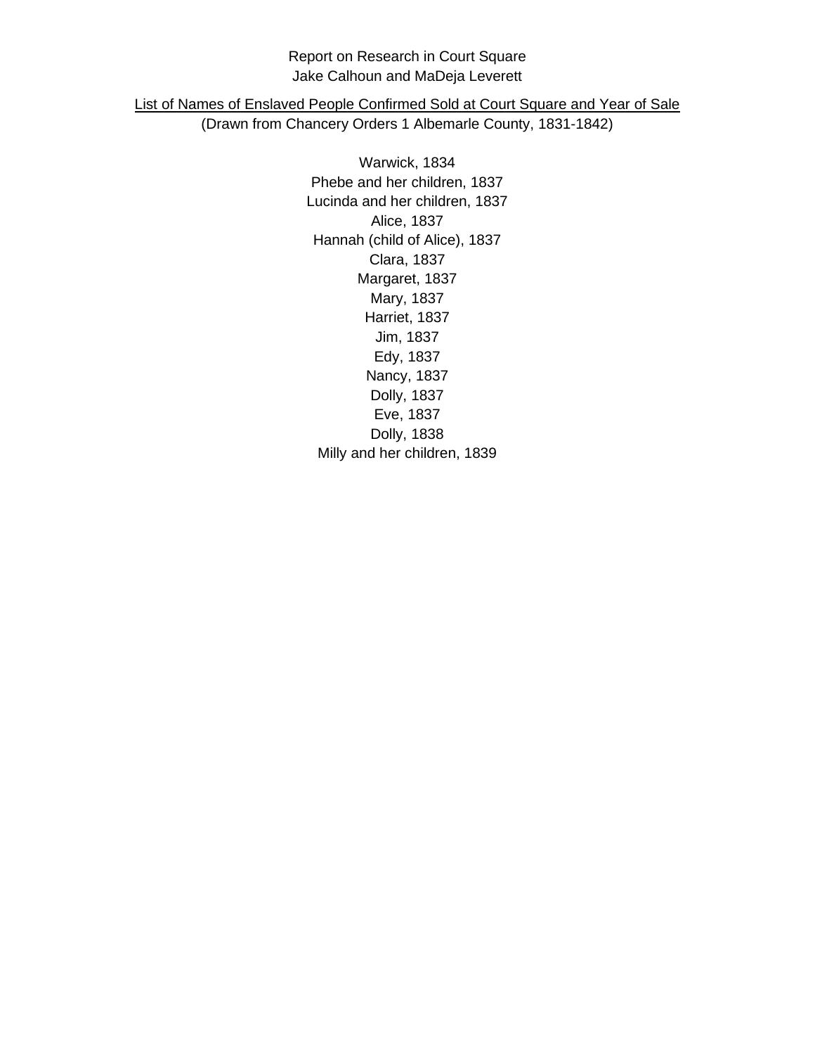Report on Research in Court Square
Jake Calhoun and MaDeja Leverett

List of Names of Enslaved People Confirmed Sold at Court Square and Year of Sale
(Drawn from Chancery Orders 1 Albemarle County, 1831-1842)

Warwick, 1834
Phebe and her children, 1837
Lucinda and her children, 1837
Alice, 1837
Hannah (child of Alice), 1837
Clara, 1837
Margaret, 1837
Mary, 1837
Harriet, 1837
Jim, 1837
Edy, 1837
Nancy, 1837
Dolly, 1837
Eve, 1837
Dolly, 1838
Milly and her children, 1839